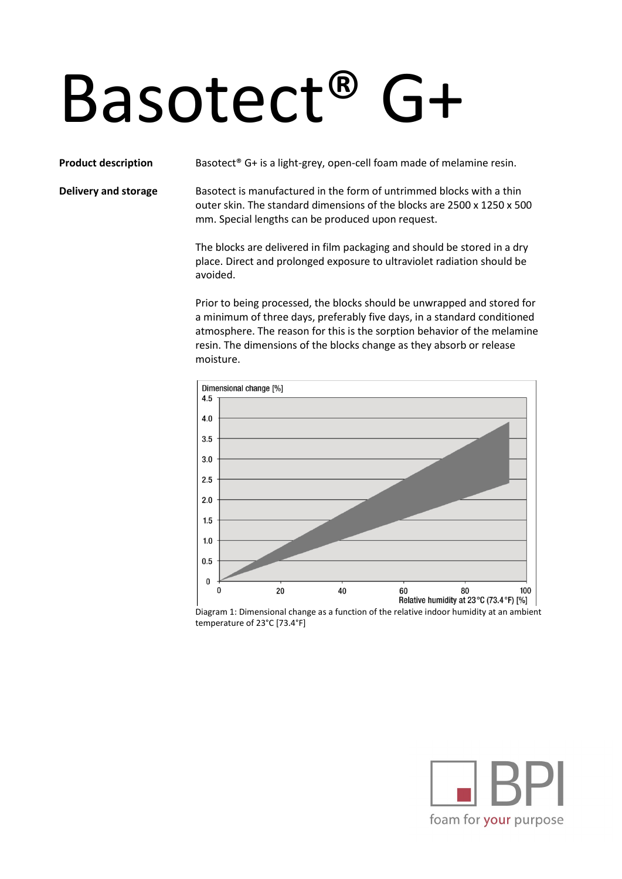# Basotect® G+

**Product description**

Basotect® G+ is a light-grey, open-cell foam made of melamine resin.

**Delivery and storage**

Basotect is manufactured in the form of untrimmed blocks with a thin outer skin. The standard dimensions of the blocks are 2500 x 1250 x 500 mm. Special lengths can be produced upon request.

The blocks are delivered in film packaging and should be stored in a dry place. Direct and prolonged exposure to ultraviolet radiation should be avoided.

Prior to being processed, the blocks should be unwrapped and stored for a minimum of three days, preferably five days, in a standard conditioned atmosphere. The reason for this is the sorption behavior of the melamine resin. The dimensions of the blocks change as they absorb or release moisture.

Diagram 1: Dimensional change as a function of the relative indoor humidity at an ambient temperature of 23°C [73.4°F]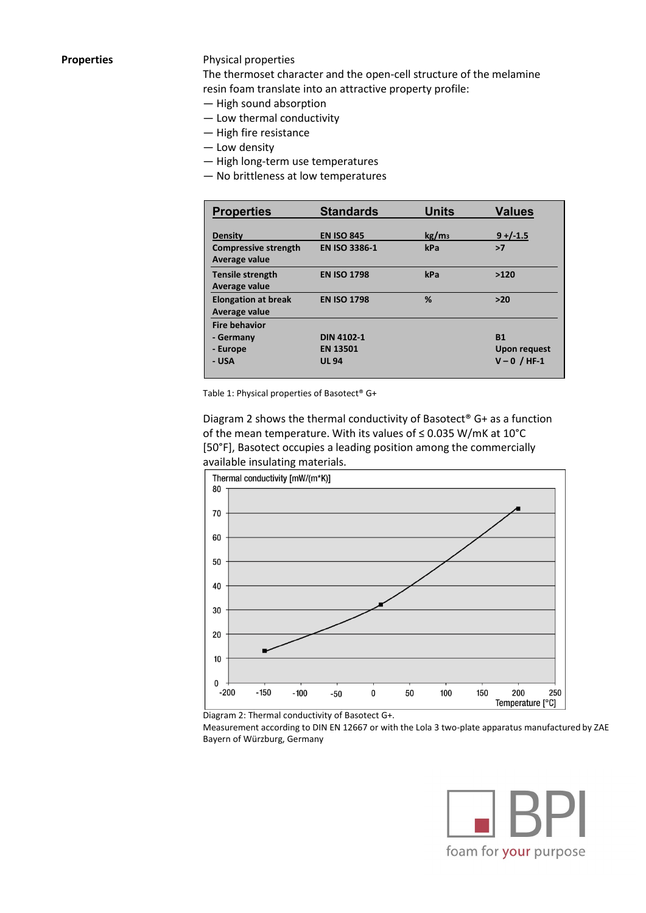## Properties

Physical properties

The thermoset character and the open-cell structure of the melamine resin foam translate into an attractive property profile:

- High sound absorption
- Low thermal conductivity
- High fire resistance
- Low density
- High long-term use temperatures
- No brittleness at low temperatures

| Properties | Standards | Units | Values |
|---|---|---|---|
| Density | EN ISO 845 | $kg/m^3$ | 9 +/-1.5 |
| Compressive strength Average value | EN ISO 3386-1 | kPa | >7 |
| Tensile strength Average value | EN ISO 1798 | kPa | >120 |
| Elongation at break Average value | EN ISO 1798 | % | >20 |
| Fire behavior | | | |
| - Germany | DIN 4102-1 | | B1 |
| - Europe | EN 13501 | | Upon request |
| - USA | UL 94 | | V – 0 / HF-1 |

Table 1: Physical properties of Basotect® G+

Diagram 2 shows the thermal conductivity of Basotect® G+ as a function of the mean temperature. With its values of ≤ 0.035 W/mK at 10°C [50°F], Basotect occupies a leading position among the commercially available insulating materials.

Diagram 2: Thermal conductivity of Basotect G+.
Measurement according to DIN EN 12667 or with the Lola 3 two-plate apparatus manufactured by ZAE Bayern of Würzburg, Germany

BPI

foam for your purpose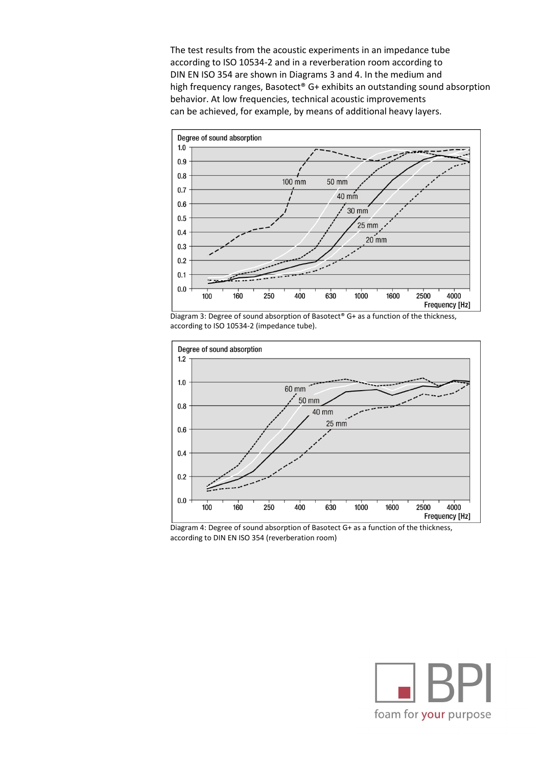The test results from the acoustic experiments in an impedance tube according to ISO 10534-2 and in a reverberation room according to DIN EN ISO 354 are shown in Diagrams 3 and 4. In the medium and high frequency ranges, Basotect® G+ exhibits an outstanding sound absorption behavior. At low frequencies, technical acoustic improvements can be achieved, for example, by means of additional heavy layers.

Diagram 3: Degree of sound absorption of Basotect® G+ as a function of the thickness, according to ISO 10534-2 (impedance tube).

Diagram 4: Degree of sound absorption of Basotect G+ as a function of the thickness, according to DIN EN ISO 354 (reverberation room)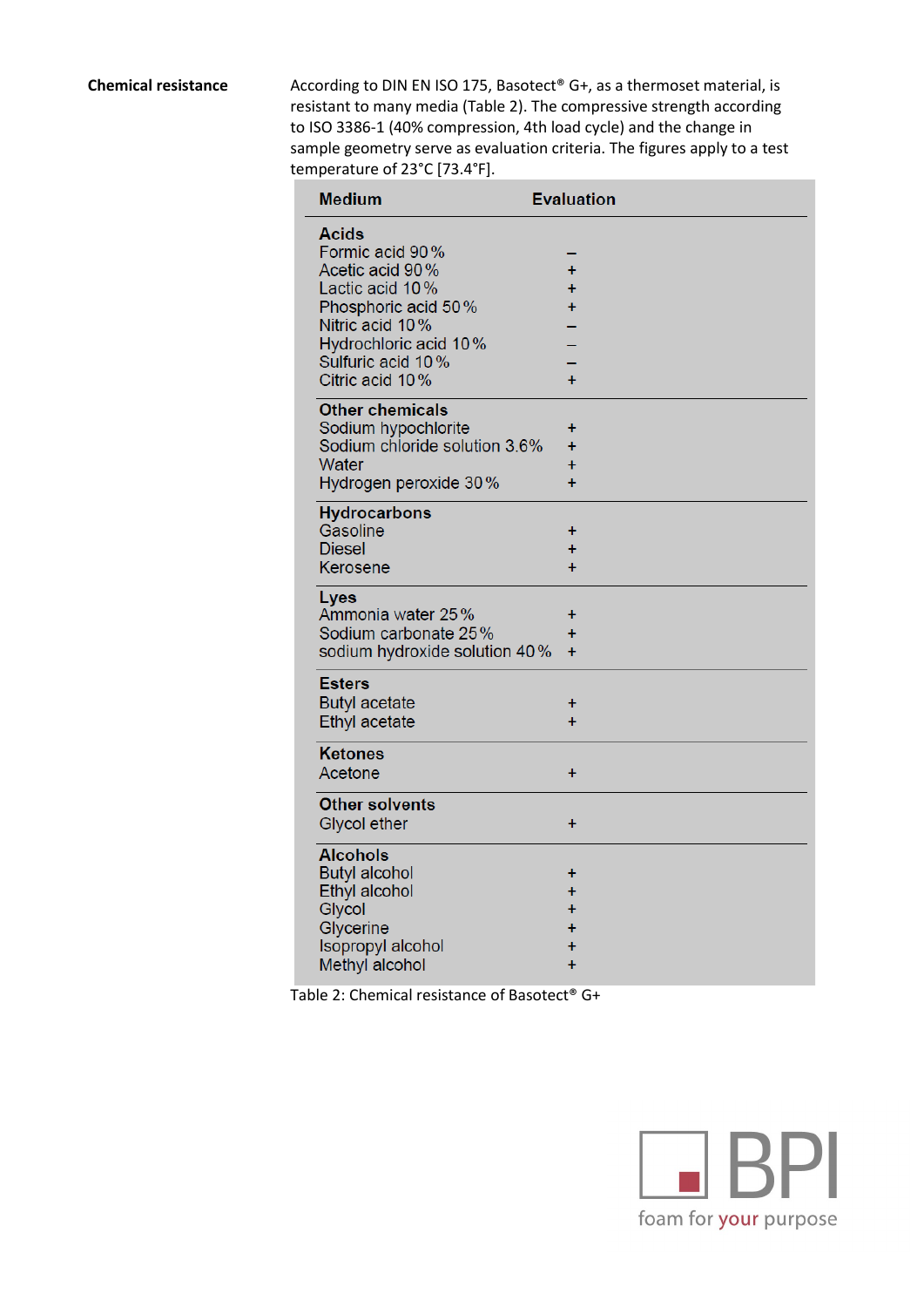**Chemical resistance**

According to DIN EN ISO 175, Basotect® G+, as a thermoset material, is resistant to many media (Table 2). The compressive strength according to ISO 3386-1 (40% compression, 4th load cycle) and the change in sample geometry serve as evaluation criteria. The figures apply to a test temperature of 23°C [73.4°F].

| Medium | Evaluation |
|---|---|
| **Acids** | |
| Formic acid 90 % | – |
| Acetic acid 90 % | + |
| Lactic acid 10 % | + |
| Phosphoric acid 50 % | + |
| Nitric acid 10 % | – |
| Hydrochloric acid 10 % | – |
| Sulfuric acid 10 % | – |
| Citric acid 10 % | + |
| **Other chemicals** | |
| Sodium hypochlorite | + |
| Sodium chloride solution 3.6% | + |
| Water | + |
| Hydrogen peroxide 30 % | + |
| **Hydrocarbons** | |
| Gasoline | + |
| Diesel | + |
| Kerosene | + |
| **Lyes** | |
| Ammonia water 25 % | + |
| Sodium carbonate 25 % | + |
| sodium hydroxide solution 40 % | + |
| **Esters** | |
| Butyl acetate | + |
| Ethyl acetate | + |
| **Ketones** | |
| Acetone | + |
| **Other solvents** | |
| Glycol ether | + |
| **Alcohols** | |
| Butyl alcohol | + |
| Ethyl alcohol | + |
| Glycol | + |
| Glycerine | + |
| Isopropyl alcohol | + |
| Methyl alcohol | + |

Table 2: Chemical resistance of Basotect® G+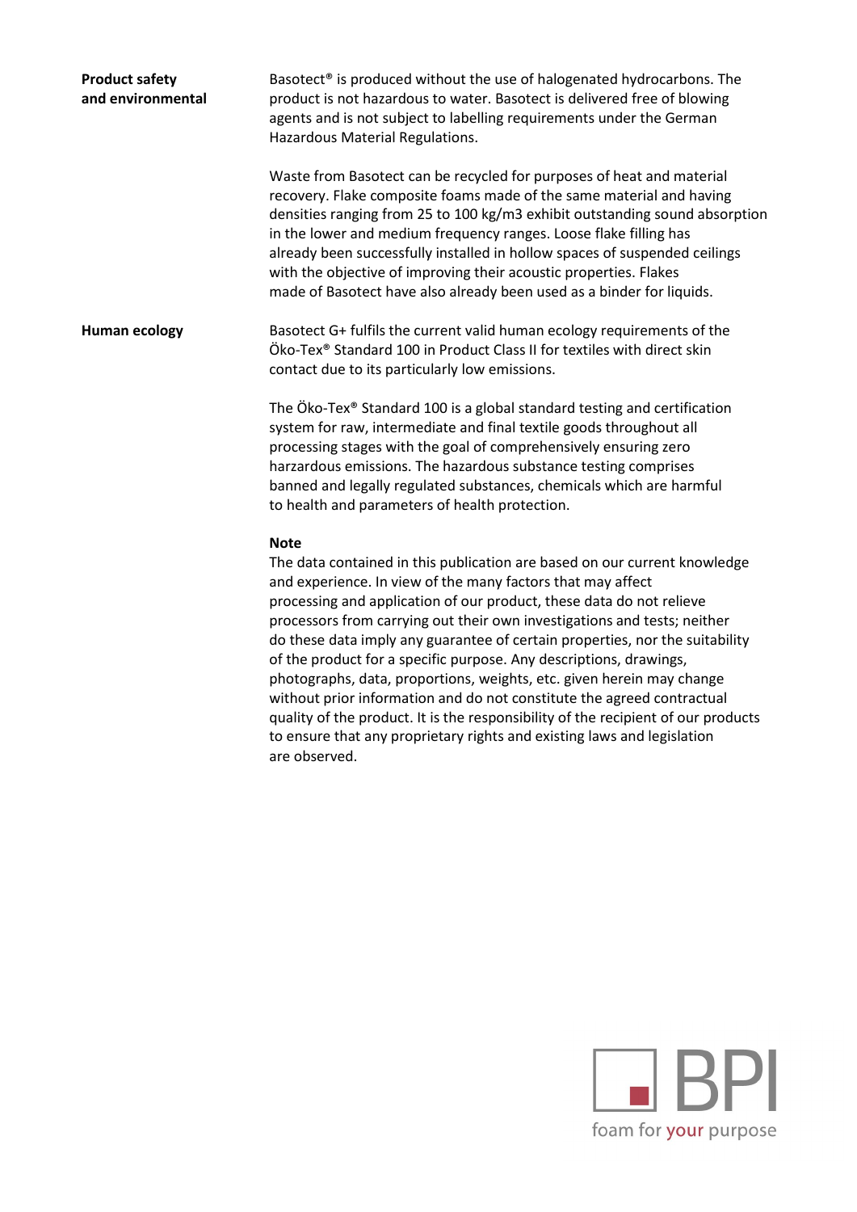**Product safety and environmental**

Basotect® is produced without the use of halogenated hydrocarbons. The product is not hazardous to water. Basotect is delivered free of blowing agents and is not subject to labelling requirements under the German Hazardous Material Regulations.

Waste from Basotect can be recycled for purposes of heat and material recovery. Flake composite foams made of the same material and having densities ranging from 25 to 100 kg/m3 exhibit outstanding sound absorption in the lower and medium frequency ranges. Loose flake filling has already been successfully installed in hollow spaces of suspended ceilings with the objective of improving their acoustic properties. Flakes made of Basotect have also already been used as a binder for liquids.

**Human ecology**

Basotect G+ fulfils the current valid human ecology requirements of the Öko-Tex® Standard 100 in Product Class II for textiles with direct skin contact due to its particularly low emissions.

The Öko-Tex® Standard 100 is a global standard testing and certification system for raw, intermediate and final textile goods throughout all processing stages with the goal of comprehensively ensuring zero harzardous emissions. The hazardous substance testing comprises banned and legally regulated substances, chemicals which are harmful to health and parameters of health protection.

**Note**

The data contained in this publication are based on our current knowledge and experience. In view of the many factors that may affect processing and application of our product, these data do not relieve processors from carrying out their own investigations and tests; neither do these data imply any guarantee of certain properties, nor the suitability of the product for a specific purpose. Any descriptions, drawings, photographs, data, proportions, weights, etc. given herein may change without prior information and do not constitute the agreed contractual quality of the product. It is the responsibility of the recipient of our products to ensure that any proprietary rights and existing laws and legislation are observed.

BPI

foam for your purpose